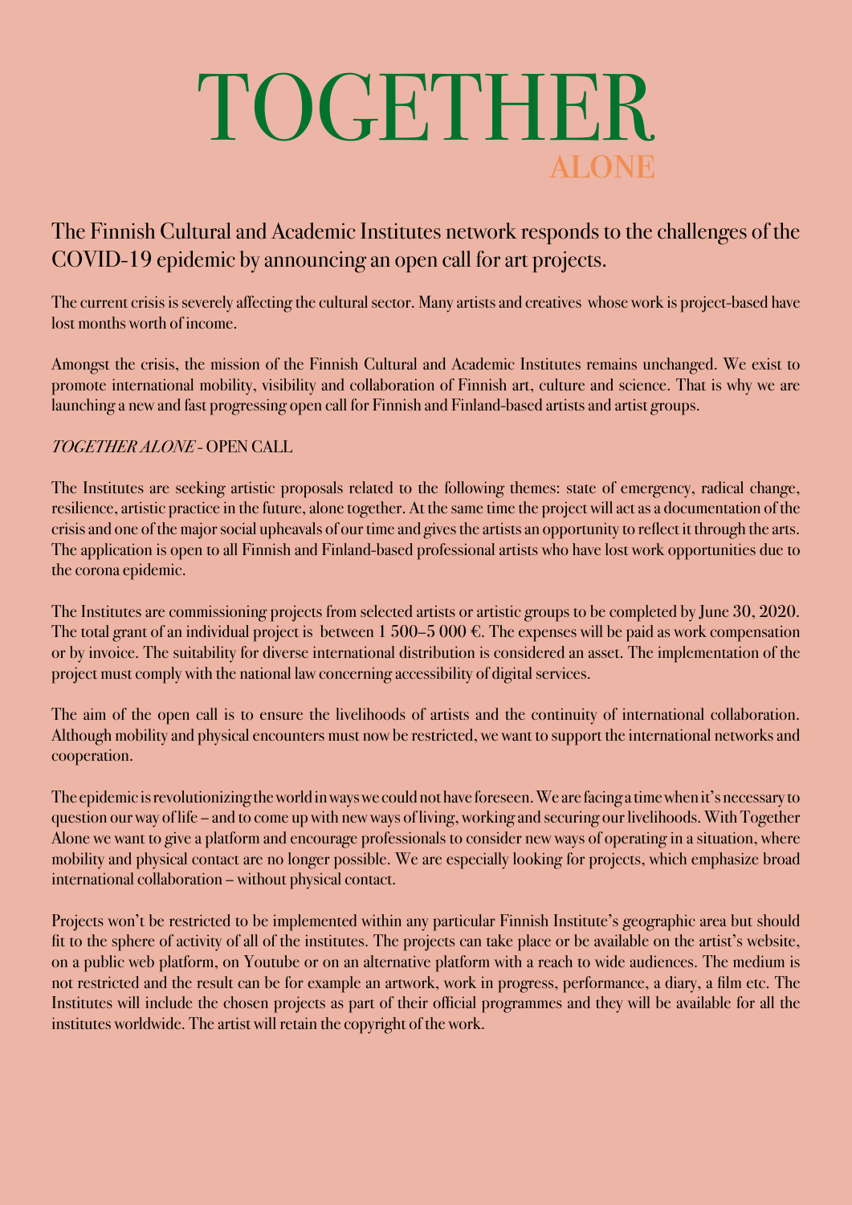# TOGETHER
## ALONE

## The Finnish Cultural and Academic Institutes network responds to the challenges of the COVID-19 epidemic by announcing an open call for art projects.

The current crisis is severely affecting the cultural sector. Many artists and creatives whose work is project-based have lost months worth of income.

Amongst the crisis, the mission of the Finnish Cultural and Academic Institutes remains unchanged. We exist to promote international mobility, visibility and collaboration of Finnish art, culture and science. That is why we are launching a new and fast progressing open call for Finnish and Finland-based artists and artist groups.

*TOGETHER ALONE* - OPEN CALL

The Institutes are seeking artistic proposals related to the following themes: state of emergency, radical change, resilience, artistic practice in the future, alone together. At the same time the project will act as a documentation of the crisis and one of the major social upheavals of our time and gives the artists an opportunity to reflect it through the arts. The application is open to all Finnish and Finland-based professional artists who have lost work opportunities due to the corona epidemic.

The Institutes are commissioning projects from selected artists or artistic groups to be completed by June 30, 2020. The total grant of an individual project is between 1 500–5 000 €. The expenses will be paid as work compensation or by invoice. The suitability for diverse international distribution is considered an asset. The implementation of the project must comply with the national law concerning accessibility of digital services.

The aim of the open call is to ensure the livelihoods of artists and the continuity of international collaboration. Although mobility and physical encounters must now be restricted, we want to support the international networks and cooperation.

The epidemic is revolutionizing the world in ways we could not have foreseen. We are facing a time when it's necessary to question our way of life – and to come up with new ways of living, working and securing our livelihoods. With Together Alone we want to give a platform and encourage professionals to consider new ways of operating in a situation, where mobility and physical contact are no longer possible. We are especially looking for projects, which emphasize broad international collaboration – without physical contact.

Projects won't be restricted to be implemented within any particular Finnish Institute's geographic area but should fit to the sphere of activity of all of the institutes. The projects can take place or be available on the artist's website, on a public web platform, on Youtube or on an alternative platform with a reach to wide audiences. The medium is not restricted and the result can be for example an artwork, work in progress, performance, a diary, a film etc. The Institutes will include the chosen projects as part of their official programmes and they will be available for all the institutes worldwide. The artist will retain the copyright of the work.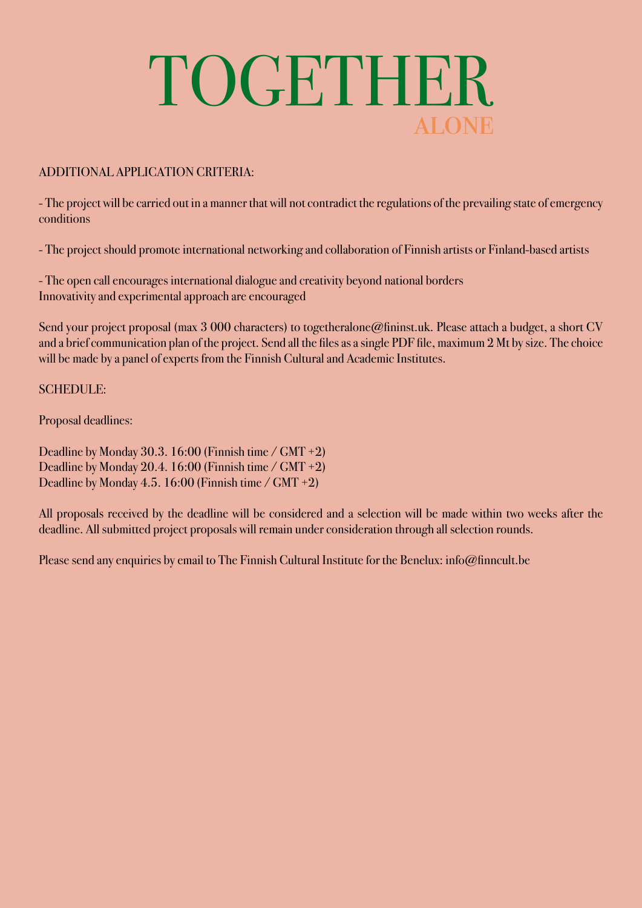# TOGETHER
## ALONE

ADDITIONAL APPLICATION CRITERIA:

- The project will be carried out in a manner that will not contradict the regulations of the prevailing state of emergency conditions

- The project should promote international networking and collaboration of Finnish artists or Finland-based artists

- The open call encourages international dialogue and creativity beyond national borders
Innovativity and experimental approach are encouraged

Send your project proposal (max 3 000 characters) to togetheralone@fininst.uk. Please attach a budget, a short CV and a brief communication plan of the project. Send all the files as a single PDF file, maximum 2 Mt by size. The choice will be made by a panel of experts from the Finnish Cultural and Academic Institutes.

SCHEDULE:

Proposal deadlines:

Deadline by Monday 30.3. 16:00 (Finnish time / GMT +2)
Deadline by Monday 20.4. 16:00 (Finnish time / GMT +2)
Deadline by Monday 4.5. 16:00 (Finnish time / GMT +2)

All proposals received by the deadline will be considered and a selection will be made within two weeks after the deadline. All submitted project proposals will remain under consideration through all selection rounds.

Please send any enquiries by email to The Finnish Cultural Institute for the Benelux: info@finncult.be